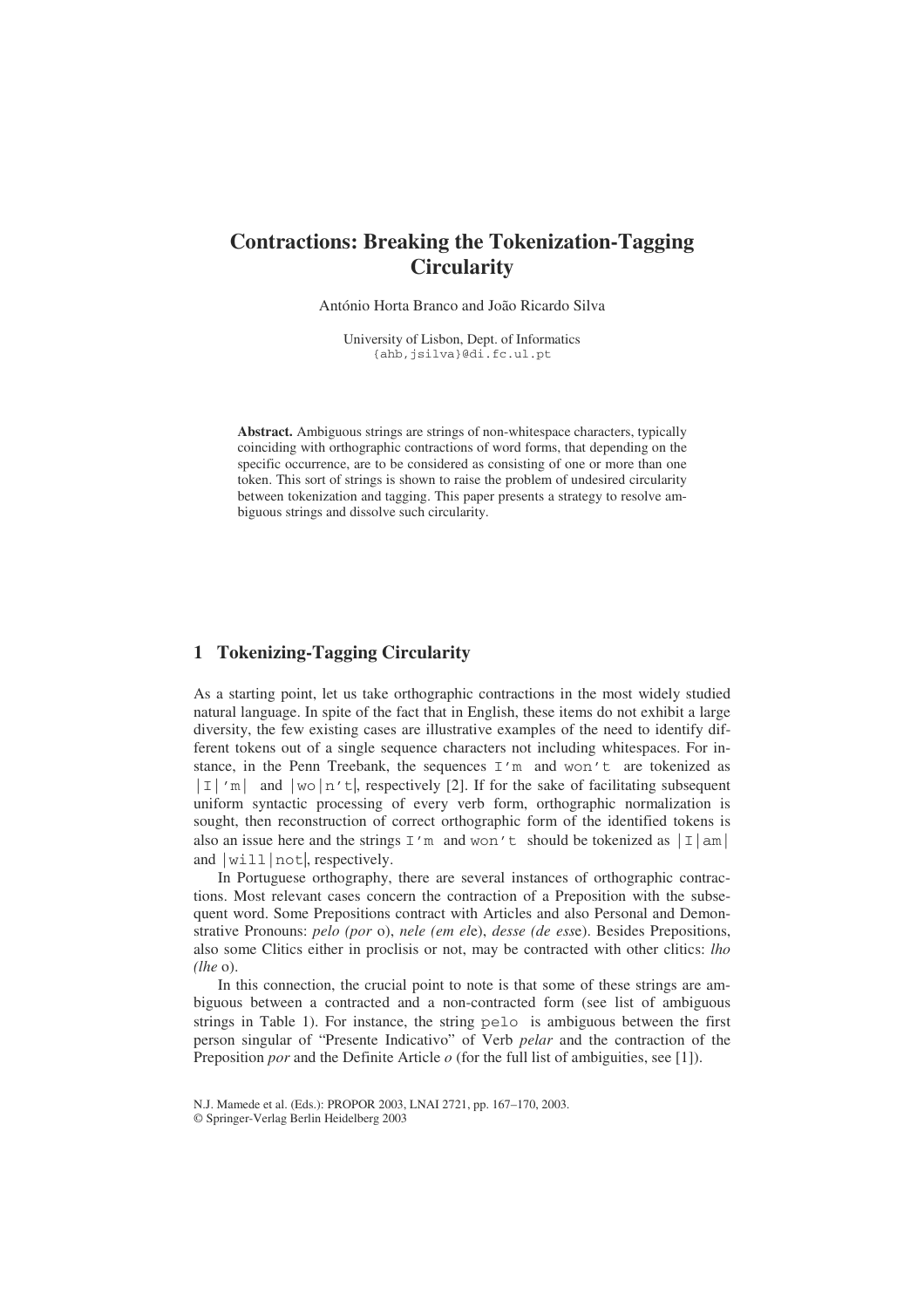# Contractions: Breaking the Tokenization-Tagging Circularity

António Horta Branco and João Ricardo Silva

University of Lisbon, Dept. of Informatics
{ahb,jsilva}@di.fc.ul.pt

**Abstract.** Ambiguous strings are strings of non-whitespace characters, typically coinciding with orthographic contractions of word forms, that depending on the specific occurrence, are to be considered as consisting of one or more than one token. This sort of strings is shown to raise the problem of undesired circularity between tokenization and tagging. This paper presents a strategy to resolve ambiguous strings and dissolve such circularity.

## 1 Tokenizing-Tagging Circularity

As a starting point, let us take orthographic contractions in the most widely studied natural language. In spite of the fact that in English, these items do not exhibit a large diversity, the few existing cases are illustrative examples of the need to identify different tokens out of a single sequence characters not including whitespaces. For instance, in the Penn Treebank, the sequences `I'm` and `won't` are tokenized as `|I|'m|` and `|wo|n't|`, respectively [2]. If for the sake of facilitating subsequent uniform syntactic processing of every verb form, orthographic normalization is sought, then reconstruction of correct orthographic form of the identified tokens is also an issue here and the strings `I'm` and `won't` should be tokenized as `|I|am|` and `|will|not|`, respectively.

In Portuguese orthography, there are several instances of orthographic contractions. Most relevant cases concern the contraction of a Preposition with the subsequent word. Some Prepositions contract with Articles and also Personal and Demonstrative Pronouns: *pelo (por* o), *nele (em el*e), *desse (de ess*e). Besides Prepositions, also some Clitics either in proclisis or not, may be contracted with other clitics: *lho (lhe* o).

In this connection, the crucial point to note is that some of these strings are ambiguous between a contracted and a non-contracted form (see list of ambiguous strings in Table 1). For instance, the string `pelo` is ambiguous between the first person singular of "Presente Indicativo" of Verb *pelar* and the contraction of the Preposition *por* and the Definite Article *o* (for the full list of ambiguities, see [1]).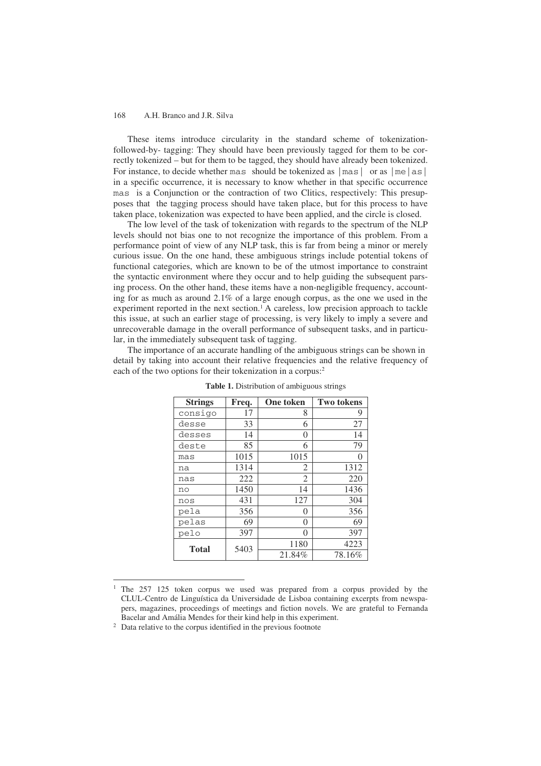These items introduce circularity in the standard scheme of tokenization-followed-by- tagging: They should have been previously tagged for them to be correctly tokenized – but for them to be tagged, they should have already been tokenized. For instance, to decide whether `mas` should be tokenized as |mas| or as |me|as| in a specific occurrence, it is necessary to know whether in that specific occurrence `mas` is a Conjunction or the contraction of two Clitics, respectively: This presupposes that the tagging process should have taken place, but for this process to have taken place, tokenization was expected to have been applied, and the circle is closed.

The low level of the task of tokenization with regards to the spectrum of the NLP levels should not bias one to not recognize the importance of this problem. From a performance point of view of any NLP task, this is far from being a minor or merely curious issue. On the one hand, these ambiguous strings include potential tokens of functional categories, which are known to be of the utmost importance to constraint the syntactic environment where they occur and to help guiding the subsequent parsing process. On the other hand, these items have a non-negligible frequency, accounting for as much as around 2.1% of a large enough corpus, as the one we used in the experiment reported in the next section.[1] A careless, low precision approach to tackle this issue, at such an earlier stage of processing, is very likely to imply a severe and unrecoverable damage in the overall performance of subsequent tasks, and in particular, in the immediately subsequent task of tagging.

The importance of an accurate handling of the ambiguous strings can be shown in detail by taking into account their relative frequencies and the relative frequency of each of the two options for their tokenization in a corpus:[2]

**Table 1.** Distribution of ambiguous strings

| Strings | Freq. | One token | Two tokens |
|---|---|---|---|
| consigo | 17 | 8 | 9 |
| desse | 33 | 6 | 27 |
| desses | 14 | 0 | 14 |
| deste | 85 | 6 | 79 |
| mas | 1015 | 1015 | 0 |
| na | 1314 | 2 | 1312 |
| nas | 222 | 2 | 220 |
| no | 1450 | 14 | 1436 |
| nos | 431 | 127 | 304 |
| pela | 356 | 0 | 356 |
| pelas | 69 | 0 | 69 |
| pelo | 397 | 0 | 397 |
| **Total** | 5403 | 1180 | 4223 |
| | | 21.84% | 78.16% |

[1] The 257 125 token corpus we used was prepared from a corpus provided by the CLUL-Centro de Linguística da Universidade de Lisboa containing excerpts from newspapers, magazines, proceedings of meetings and fiction novels. We are grateful to Fernanda Bacelar and Amália Mendes for their kind help in this experiment.

[2] Data relative to the corpus identified in the previous footnote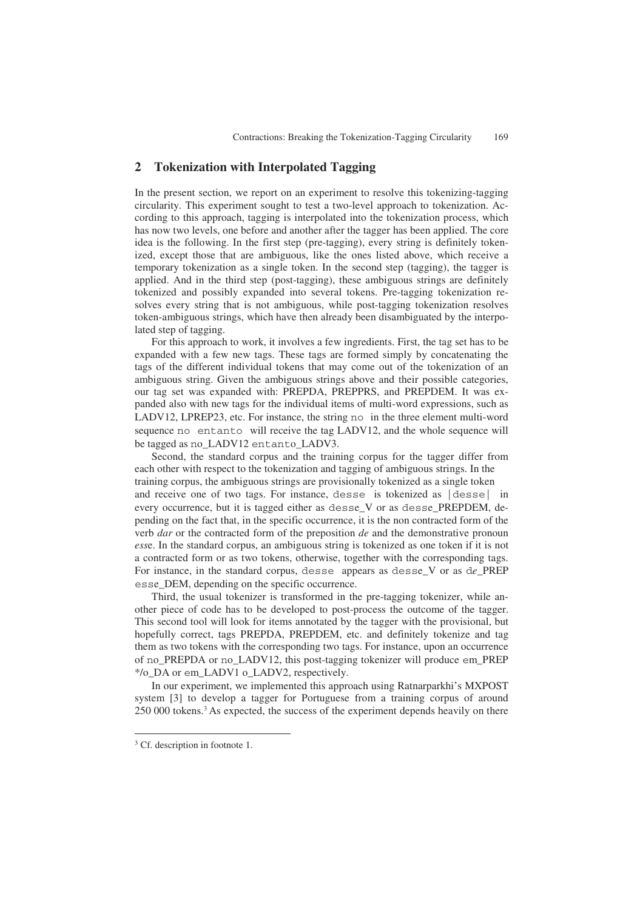## 2 Tokenization with Interpolated Tagging

In the present section, we report on an experiment to resolve this tokenizing-tagging circularity. This experiment sought to test a two-level approach to tokenization. According to this approach, tagging is interpolated into the tokenization process, which has now two levels, one before and another after the tagger has been applied. The core idea is the following. In the first step (pre-tagging), every string is definitely tokenized, except those that are ambiguous, like the ones listed above, which receive a temporary tokenization as a single token. In the second step (tagging), the tagger is applied. And in the third step (post-tagging), these ambiguous strings are definitely tokenized and possibly expanded into several tokens. Pre-tagging tokenization resolves every string that is not ambiguous, while post-tagging tokenization resolves token-ambiguous strings, which have then already been disambiguated by the interpolated step of tagging.

For this approach to work, it involves a few ingredients. First, the tag set has to be expanded with a few new tags. These tags are formed simply by concatenating the tags of the different individual tokens that may come out of the tokenization of an ambiguous string. Given the ambiguous strings above and their possible categories, our tag set was expanded with: PREPDA, PREPPRS, and PREPDEM. It was expanded also with new tags for the individual items of multi-word expressions, such as LADV12, LPREP23, etc. For instance, the string no in the three element multi-word sequence no entanto will receive the tag LADV12, and the whole sequence will be tagged as no_LADV12 entanto_LADV3.

Second, the standard corpus and the training corpus for the tagger differ from each other with respect to the tokenization and tagging of ambiguous strings. In the training corpus, the ambiguous strings are provisionally tokenized as a single token and receive one of two tags. For instance, desse is tokenized as |desse| in every occurrence, but it is tagged either as desse_V or as desse_PREPDEM, depending on the fact that, in the specific occurrence, it is the non contracted form of the verb *dar* or the contracted form of the preposition *de* and the demonstrative pronoun *esse*. In the standard corpus, an ambiguous string is tokenized as one token if it is not a contracted form or as two tokens, otherwise, together with the corresponding tags. For instance, in the standard corpus, desse appears as desse_V or as d*e*_PREP esse_DEM, depending on the specific occurrence.

Third, the usual tokenizer is transformed in the pre-tagging tokenizer, while another piece of code has to be developed to post-process the outcome of the tagger. This second tool will look for items annotated by the tagger with the provisional, but hopefully correct, tags PREPDA, PREPDEM, etc. and definitely tokenize and tag them as two tokens with the corresponding two tags. For instance, upon an occurrence of no_PREPDA or no_LADV12, this post-tagging tokenizer will produce em_PREP */o_DA or em_LADV1 o_LADV2, respectively.

In our experiment, we implemented this approach using Ratnarparkhi's MXPOST system [3] to develop a tagger for Portuguese from a training corpus of around 250 000 tokens.[3] As expected, the success of the experiment depends heavily on there

[3] Cf. description in footnote 1.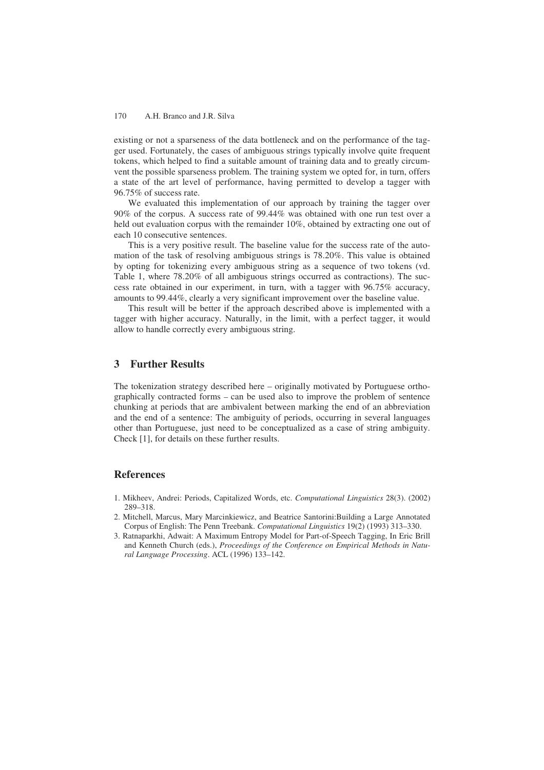existing or not a sparseness of the data bottleneck and on the performance of the tagger used. Fortunately, the cases of ambiguous strings typically involve quite frequent tokens, which helped to find a suitable amount of training data and to greatly circumvent the possible sparseness problem. The training system we opted for, in turn, offers a state of the art level of performance, having permitted to develop a tagger with 96.75% of success rate.

We evaluated this implementation of our approach by training the tagger over 90% of the corpus. A success rate of 99.44% was obtained with one run test over a held out evaluation corpus with the remainder 10%, obtained by extracting one out of each 10 consecutive sentences.

This is a very positive result. The baseline value for the success rate of the automation of the task of resolving ambiguous strings is 78.20%. This value is obtained by opting for tokenizing every ambiguous string as a sequence of two tokens (vd. Table 1, where 78.20% of all ambiguous strings occurred as contractions). The success rate obtained in our experiment, in turn, with a tagger with 96.75% accuracy, amounts to 99.44%, clearly a very significant improvement over the baseline value.

This result will be better if the approach described above is implemented with a tagger with higher accuracy. Naturally, in the limit, with a perfect tagger, it would allow to handle correctly every ambiguous string.

## 3 Further Results

The tokenization strategy described here – originally motivated by Portuguese orthographically contracted forms – can be used also to improve the problem of sentence chunking at periods that are ambivalent between marking the end of an abbreviation and the end of a sentence: The ambiguity of periods, occurring in several languages other than Portuguese, just need to be conceptualized as a case of string ambiguity. Check [1], for details on these further results.

## References

1. Mikheev, Andrei: Periods, Capitalized Words, etc. *Computational Linguistics* 28(3). (2002) 289–318.
2. Mitchell, Marcus, Mary Marcinkiewicz, and Beatrice Santorini:Building a Large Annotated Corpus of English: The Penn Treebank. *Computational Linguistics* 19(2) (1993) 313–330.
3. Ratnaparkhi, Adwait: A Maximum Entropy Model for Part-of-Speech Tagging, In Eric Brill and Kenneth Church (eds.), *Proceedings of the Conference on Empirical Methods in Natural Language Processing*. ACL (1996) 133–142.